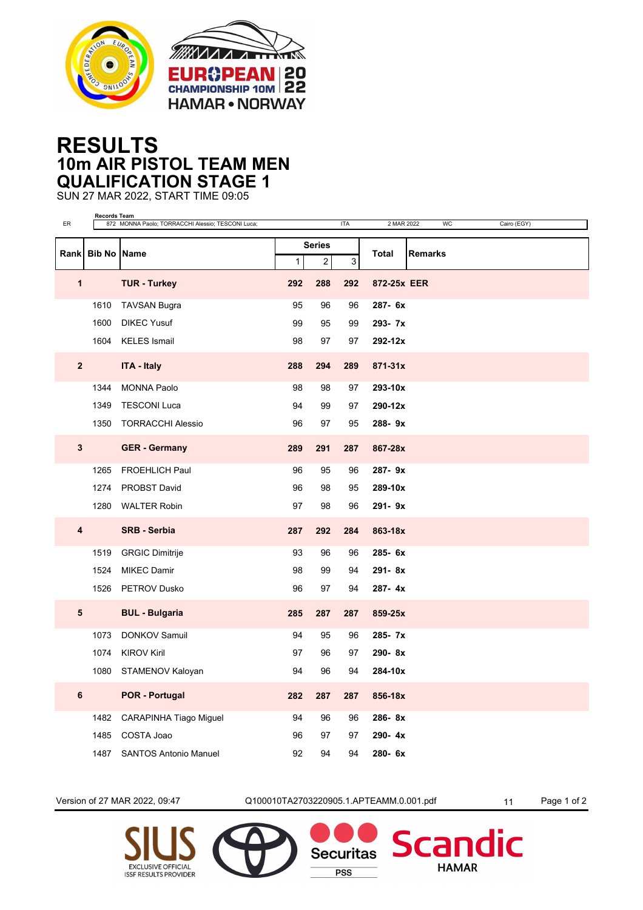# RESULTS

## 10m AIR PISTOL TEAM MEN

## QUALIFICATION STAGE 1

SUN 27 MAR 2022, START TIME 09:05

| | Records Team | | | | | |
|---|---|---|---|---|---|---|
| ER | 872 MONNA Paolo; TORRACCHI Alessio; TESCONI Luca; | ITA | 2 MAR 2022 | WC | Cairo (EGY) | |

| Rank | Bib No | Name | Series | | | Total | Remarks |
|---|---|---|---|---|---|---|---|
| | | | 1 | 2 | 3 | | |
| **1** | | **TUR - Turkey** | **292** | **288** | **292** | **872-25x** | **EER** |
| | 1610 | TAVSAN Bugra | 95 | 96 | 96 | **287- 6x** | |
| | 1600 | DIKEC Yusuf | 99 | 95 | 99 | **293- 7x** | |
| | 1604 | KELES Ismail | 98 | 97 | 97 | **292-12x** | |
| **2** | | **ITA - Italy** | **288** | **294** | **289** | **871-31x** | |
| | 1344 | MONNA Paolo | 98 | 98 | 97 | **293-10x** | |
| | 1349 | TESCONI Luca | 94 | 99 | 97 | **290-12x** | |
| | 1350 | TORRACCHI Alessio | 96 | 97 | 95 | **288- 9x** | |
| **3** | | **GER - Germany** | **289** | **291** | **287** | **867-28x** | |
| | 1265 | FROEHLICH Paul | 96 | 95 | 96 | **287- 9x** | |
| | 1274 | PROBST David | 96 | 98 | 95 | **289-10x** | |
| | 1280 | WALTER Robin | 97 | 98 | 96 | **291- 9x** | |
| **4** | | **SRB - Serbia** | **287** | **292** | **284** | **863-18x** | |
| | 1519 | GRGIC Dimitrije | 93 | 96 | 96 | **285- 6x** | |
| | 1524 | MIKEC Damir | 98 | 99 | 94 | **291- 8x** | |
| | 1526 | PETROV Dusko | 96 | 97 | 94 | **287- 4x** | |
| **5** | | **BUL - Bulgaria** | **285** | **287** | **287** | **859-25x** | |
| | 1073 | DONKOV Samuil | 94 | 95 | 96 | **285- 7x** | |
| | 1074 | KIROV Kiril | 97 | 96 | 97 | **290- 8x** | |
| | 1080 | STAMENOV Kaloyan | 94 | 96 | 94 | **284-10x** | |
| **6** | | **POR - Portugal** | **282** | **287** | **287** | **856-18x** | |
| | 1482 | CARAPINHA Tiago Miguel | 94 | 96 | 96 | **286- 8x** | |
| | 1485 | COSTA Joao | 96 | 97 | 97 | **290- 4x** | |
| | 1487 | SANTOS Antonio Manuel | 92 | 94 | 94 | **280- 6x** | |

Version of 27 MAR 2022, 09:47    Q100010TA2703220905.1.APTEAMM.0.001.pdf    11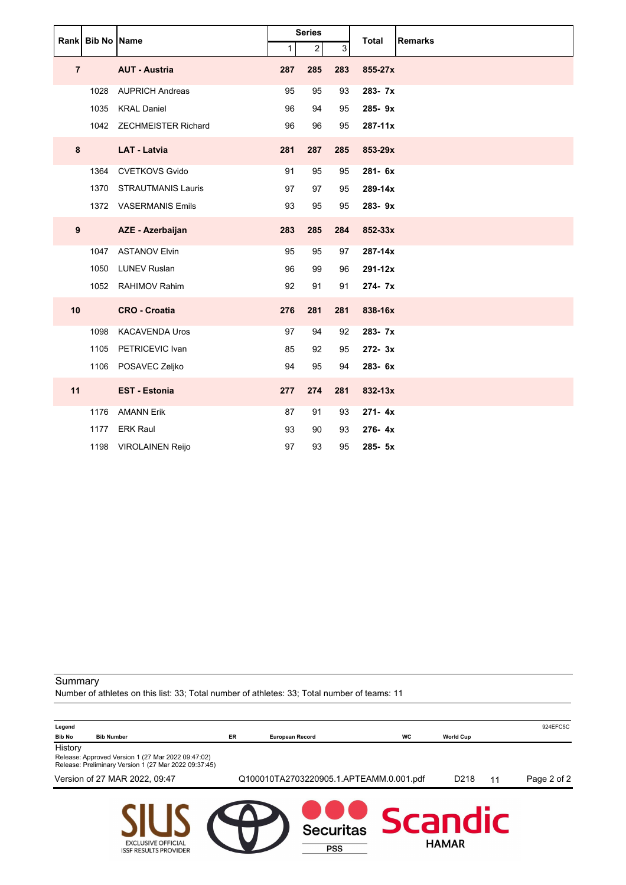| Rank | Bib No | Name | Series | | | Total | Remarks |
|---|---|---|---|---|---|---|---|
| | | | 1 | 2 | 3 | | |
| **7** | | **AUT - Austria** | **287** | **285** | **283** | **855-27x** | |
| | 1028 | AUPRICH Andreas | 95 | 95 | 93 | **283- 7x** | |
| | 1035 | KRAL Daniel | 96 | 94 | 95 | **285- 9x** | |
| | 1042 | ZECHMEISTER Richard | 96 | 96 | 95 | **287-11x** | |
| **8** | | **LAT - Latvia** | **281** | **287** | **285** | **853-29x** | |
| | 1364 | CVETKOVS Gvido | 91 | 95 | 95 | **281- 6x** | |
| | 1370 | STRAUTMANIS Lauris | 97 | 97 | 95 | **289-14x** | |
| | 1372 | VASERMANIS Emils | 93 | 95 | 95 | **283- 9x** | |
| **9** | | **AZE - Azerbaijan** | **283** | **285** | **284** | **852-33x** | |
| | 1047 | ASTANOV Elvin | 95 | 95 | 97 | **287-14x** | |
| | 1050 | LUNEV Ruslan | 96 | 99 | 96 | **291-12x** | |
| | 1052 | RAHIMOV Rahim | 92 | 91 | 91 | **274- 7x** | |
| **10** | | **CRO - Croatia** | **276** | **281** | **281** | **838-16x** | |
| | 1098 | KACAVENDA Uros | 97 | 94 | 92 | **283- 7x** | |
| | 1105 | PETRICEVIC Ivan | 85 | 92 | 95 | **272- 3x** | |
| | 1106 | POSAVEC Zeljko | 94 | 95 | 94 | **283- 6x** | |
| **11** | | **EST - Estonia** | **277** | **274** | **281** | **832-13x** | |
| | 1176 | AMANN Erik | 87 | 91 | 93 | **271- 4x** | |
| | 1177 | ERK Raul | 93 | 90 | 93 | **276- 4x** | |
| | 1198 | VIROLAINEN Reijo | 97 | 93 | 95 | **285- 5x** | |

Summary

Number of athletes on this list: 33; Total number of athletes: 33; Total number of teams: 11

**Legend** 924EFC5C

| Bib No | Bib Number | ER | European Record | WC | World Cup |
|---|---|---|---|---|---|

History

Release: Approved Version 1 (27 Mar 2022 09:47:02)
Release: Preliminary Version 1 (27 Mar 2022 09:37:45)

Version of 27 MAR 2022, 09:47 Q100010TA2703220905.1.APTEAMM.0.001.pdf D218 11

SIUS EXCLUSIVE OFFICIAL ISSF RESULTS PROVIDER · Securitas PSS · Scandic HAMAR